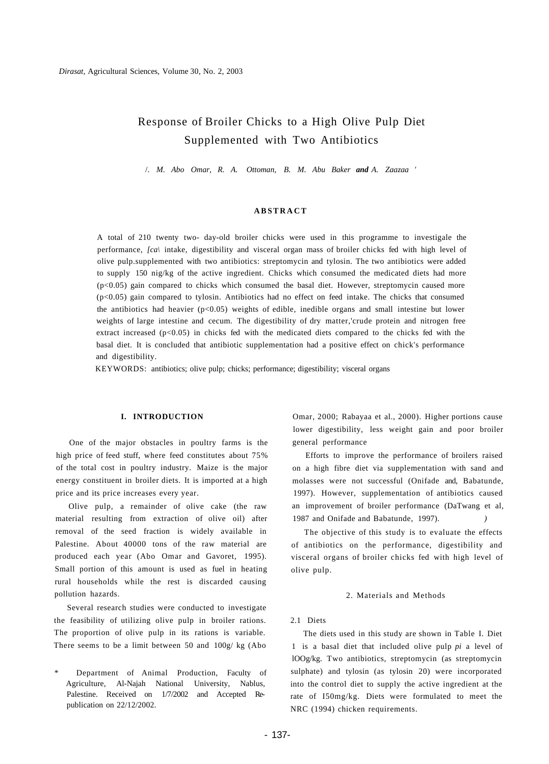# Response of Broiler Chicks to a High Olive Pulp Diet Supplemented with Two Antibiotics

*/. M. Abo Omar, R. A. Ottoman, B. M. Abu Baker **and** A. Zaazaa '*

## ABSTRACT

A total of 210 twenty two- day-old broiler chicks were used in this programme to investigale the performance, *[ca\* intake, digestibility and visceral organ mass of broiler chicks fed with high level of olive pulp.supplemented with two antibiotics: streptomycin and tylosin. The two antibiotics were added to supply 150 nig/kg of the active ingredient. Chicks which consumed the medicated diets had more ($p<0.05$) gain compared to chicks which consumed the basal diet. However, streptomycin caused more ($p<0.05$) gain compared to tylosin. Antibiotics had no effect on feed intake. The chicks that consumed the antibiotics had heavier ($p<0.05$) weights of edible, inedible organs and small intestine but lower weights of large intestine and cecum. The digestibility of dry matter,'crude protein and nitrogen free extract increased ($p<0.05$) in chicks fed with the medicated diets compared to the chicks fed with the basal diet. It is concluded that antibiotic supplementation had a positive effect on chick's performance and digestibility.

KEYWORDS: antibiotics; olive pulp; chicks; performance; digestibility; visceral organs

## I. INTRODUCTION

One of the major obstacles in poultry farms is the high price of feed stuff, where feed constitutes about 75% of the total cost in poultry industry. Maize is the major energy constituent in broiler diets. It is imported at a high price and its price increases every year.

Olive pulp, a remainder of olive cake (the raw material resulting from extraction of olive oil) after removal of the seed fraction is widely available in Palestine. About 40000 tons of the raw material are produced each year (Abo Omar and Gavoret, 1995). Small portion of this amount is used as fuel in heating rural households while the rest is discarded causing pollution hazards.

Several research studies were conducted to investigate the feasibility of utilizing olive pulp in broiler rations. The proportion of olive pulp in its rations is variable. There seems to be a limit between 50 and 100g/ kg (Abo Omar, 2000; Rabayaa et al., 2000). Higher portions cause lower digestibility, less weight gain and poor broiler general performance

Efforts to improve the performance of broilers raised on a high fibre diet via supplementation with sand and molasses were not successful (Onifade and, Babatunde, 1997). However, supplementation of antibiotics caused an improvement of broiler performance (DaTwang et al, 1987 and Onifade and Babatunde, 1997).

The objective of this study is to evaluate the effects of antibiotics on the performance, digestibility and visceral organs of broiler chicks fed with high level of olive pulp.

## 2. Materials and Methods

### 2.1 Diets

The diets used in this study are shown in Table I. Diet 1 is a basal diet that included olive pulp *pi* a level of lOOg/kg. Two antibiotics, streptomycin (as streptomycin sulphate) and tylosin (as tylosin 20) were incorporated into the control diet to supply the active ingredient at the rate of I50mg/kg. Diets were formulated to meet the NRC (1994) chicken requirements.

\* Department of Animal Production, Faculty of Agriculture, Al-Najah National University, Nablus, Palestine. Received on 1/7/2002 and Accepted Re-publication on 22/12/2002.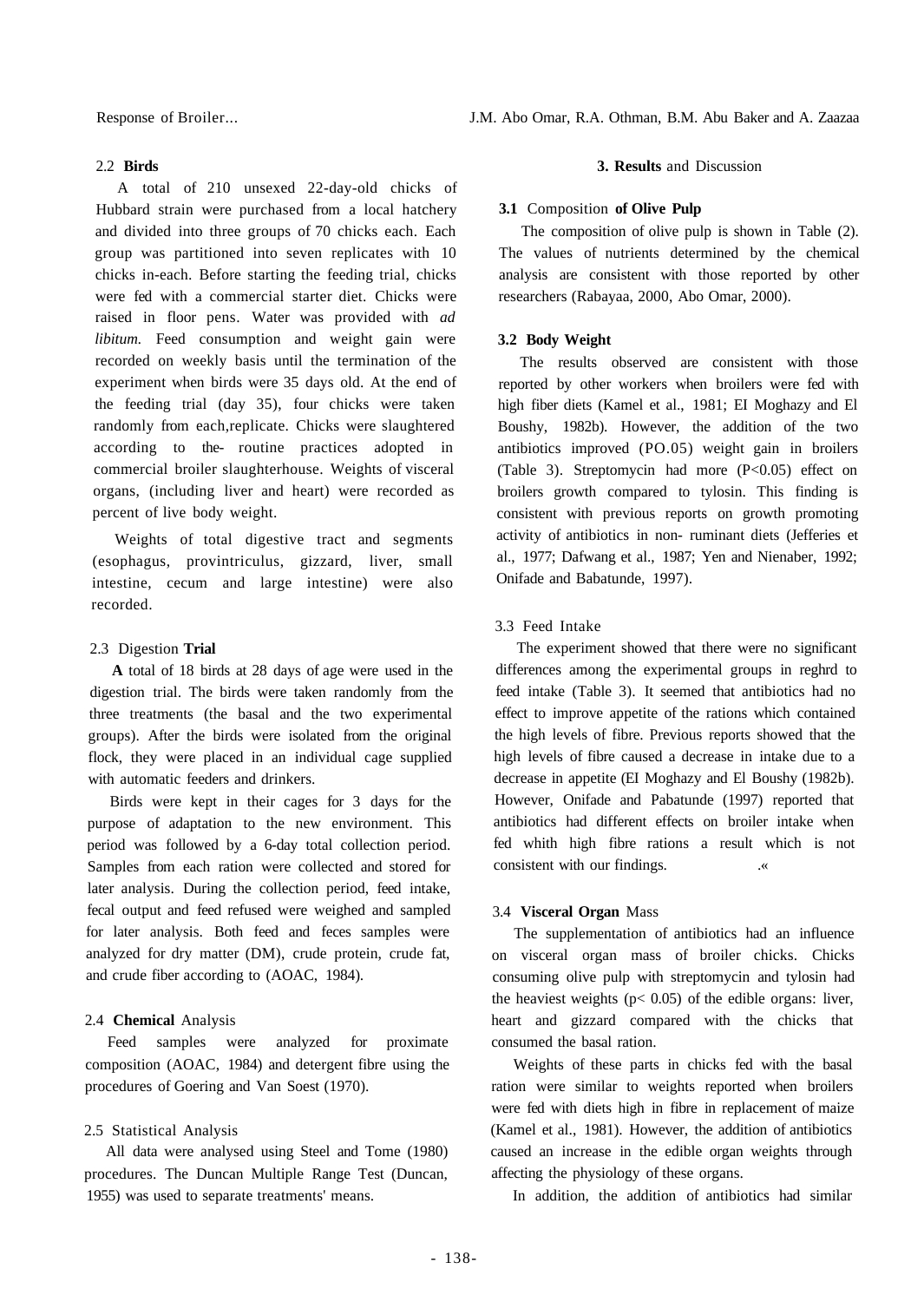### 2.2 Birds

A total of 210 unsexed 22-day-old chicks of Hubbard strain were purchased from a local hatchery and divided into three groups of 70 chicks each. Each group was partitioned into seven replicates with 10 chicks in-each. Before starting the feeding trial, chicks were fed with a commercial starter diet. Chicks were raised in floor pens. Water was provided with *ad libitum.* Feed consumption and weight gain were recorded on weekly basis until the termination of the experiment when birds were 35 days old. At the end of the feeding trial (day 35), four chicks were taken randomly from each,replicate. Chicks were slaughtered according to the- routine practices adopted in commercial broiler slaughterhouse. Weights of visceral organs, (including liver and heart) were recorded as percent of live body weight.

Weights of total digestive tract and segments (esophagus, provintriculus, gizzard, liver, small intestine, cecum and large intestine) were also recorded.

### 2.3 Digestion Trial

**A** total of 18 birds at 28 days of age were used in the digestion trial. The birds were taken randomly from the three treatments (the basal and the two experimental groups). After the birds were isolated from the original flock, they were placed in an individual cage supplied with automatic feeders and drinkers.

Birds were kept in their cages for 3 days for the purpose of adaptation to the new environment. This period was followed by a 6-day total collection period. Samples from each ration were collected and stored for later analysis. During the collection period, feed intake, fecal output and feed refused were weighed and sampled for later analysis. Both feed and feces samples were analyzed for dry matter (DM), crude protein, crude fat, and crude fiber according to (AOAC, 1984).

### 2.4 Chemical Analysis

Feed samples were analyzed for proximate composition (AOAC, 1984) and detergent fibre using the procedures of Goering and Van Soest (1970).

### 2.5 Statistical Analysis

All data were analysed using Steel and Tome (1980) procedures. The Duncan Multiple Range Test (Duncan, 1955) was used to separate treatments' means.

## 3. Results and Discussion

### 3.1 Composition of Olive Pulp

The composition of olive pulp is shown in Table (2). The values of nutrients determined by the chemical analysis are consistent with those reported by other researchers (Rabayaa, 2000, Abo Omar, 2000).

### 3.2 Body Weight

The results observed are consistent with those reported by other workers when broilers were fed with high fiber diets (Kamel et al., 1981; EI Moghazy and El Boushy, 1982b). However, the addition of the two antibiotics improved (PO.05) weight gain in broilers (Table 3). Streptomycin had more ($P<0.05$) effect on broilers growth compared to tylosin. This finding is consistent with previous reports on growth promoting activity of antibiotics in non- ruminant diets (Jefferies et al., 1977; Dafwang et al., 1987; Yen and Nienaber, 1992; Onifade and Babatunde, 1997).

### 3.3 Feed Intake

The experiment showed that there were no significant differences among the experimental groups in reghrd to feed intake (Table 3). It seemed that antibiotics had no effect to improve appetite of the rations which contained the high levels of fibre. Previous reports showed that the high levels of fibre caused a decrease in intake due to a decrease in appetite (EI Moghazy and El Boushy (1982b). However, Onifade and Pabatunde (1997) reported that antibiotics had different effects on broiler intake when fed whith high fibre rations a result which is not consistent with our findings.

### 3.4 Visceral Organ Mass

The supplementation of antibiotics had an influence on visceral organ mass of broiler chicks. Chicks consuming olive pulp with streptomycin and tylosin had the heaviest weights ($p< 0.05$) of the edible organs: liver, heart and gizzard compared with the chicks that consumed the basal ration.

Weights of these parts in chicks fed with the basal ration were similar to weights reported when broilers were fed with diets high in fibre in replacement of maize (Kamel et al., 1981). However, the addition of antibiotics caused an increase in the edible organ weights through affecting the physiology of these organs.

In addition, the addition of antibiotics had similar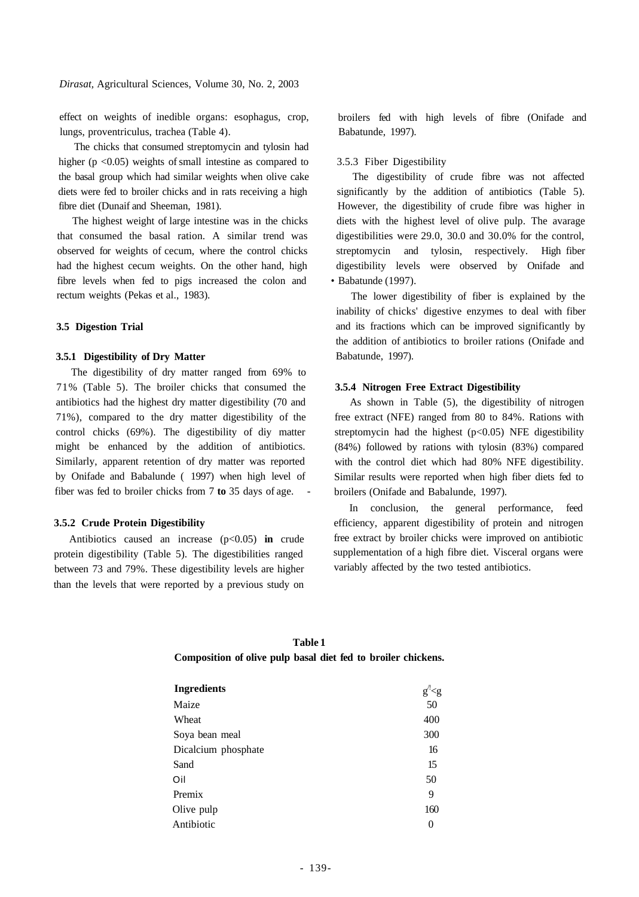effect on weights of inedible organs: esophagus, crop, lungs, proventriculus, trachea (Table 4).

The chicks that consumed streptomycin and tylosin had higher ($p < 0.05$) weights of small intestine as compared to the basal group which had similar weights when olive cake diets were fed to broiler chicks and in rats receiving a high fibre diet (Dunaif and Sheeman, 1981).

The highest weight of large intestine was in the chicks that consumed the basal ration. A similar trend was observed for weights of cecum, where the control chicks had the highest cecum weights. On the other hand, high fibre levels when fed to pigs increased the colon and rectum weights (Pekas et al., 1983).

### 3.5 Digestion Trial

#### 3.5.1 Digestibility of Dry Matter

The digestibility of dry matter ranged from 69% to 71% (Table 5). The broiler chicks that consumed the antibiotics had the highest dry matter digestibility (70 and 71%), compared to the dry matter digestibility of the control chicks (69%). The digestibility of diy matter might be enhanced by the addition of antibiotics. Similarly, apparent retention of dry matter was reported by Onifade and Babalunde ( 1997) when high level of fiber was fed to broiler chicks from 7 **to** 35 days of age.

#### 3.5.2 Crude Protein Digestibility

Antibiotics caused an increase ($p<0.05$) **in** crude protein digestibility (Table 5). The digestibilities ranged between 73 and 79%. These digestibility levels are higher than the levels that were reported by a previous study on broilers fed with high levels of fibre (Onifade and Babatunde, 1997).

#### 3.5.3 Fiber Digestibility

The digestibility of crude fibre was not affected significantly by the addition of antibiotics (Table 5). However, the digestibility of crude fibre was higher in diets with the highest level of olive pulp. The avarage digestibilities were 29.0, 30.0 and 30.0% for the control, streptomycin and tylosin, respectively. High fiber digestibility levels were observed by Onifade and Babatunde (1997).

The lower digestibility of fiber is explained by the inability of chicks' digestive enzymes to deal with fiber and its fractions which can be improved significantly by the addition of antibiotics to broiler rations (Onifade and Babatunde, 1997).

#### 3.5.4 Nitrogen Free Extract Digestibility

As shown in Table (5), the digestibility of nitrogen free extract (NFE) ranged from 80 to 84%. Rations with streptomycin had the highest ($p<0.05$) NFE digestibility (84%) followed by rations with tylosin (83%) compared with the control diet which had 80% NFE digestibility. Similar results were reported when high fiber diets fed to broilers (Onifade and Babalunde, 1997).

In conclusion, the general performance, feed efficiency, apparent digestibility of protein and nitrogen free extract by broiler chicks were improved on antibiotic supplementation of a high fibre diet. Visceral organs were variably affected by the two tested antibiotics.

**Table 1**
**Composition of olive pulp basal diet fed to broiler chickens.**

| Ingredients | g/kg |
|---|---|
| Maize | 50 |
| Wheat | 400 |
| Soya bean meal | 300 |
| Dicalcium phosphate | 16 |
| Sand | 15 |
| Oil | 50 |
| Premix | 9 |
| Olive pulp | 160 |
| Antibiotic | 0 |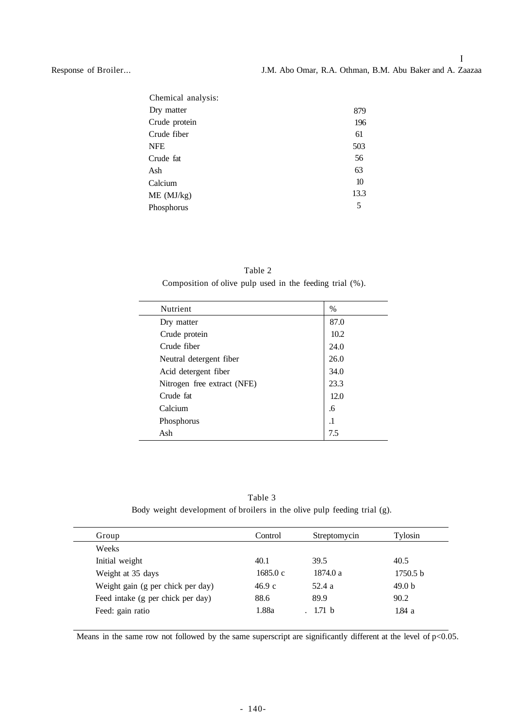| Chemical analysis: | |
|---|---|
| Dry matter | 879 |
| Crude protein | 196 |
| Crude fiber | 61 |
| NFE | 503 |
| Crude fat | 56 |
| Ash | 63 |
| Calcium | 10 |
| ME (MJ/kg) | 13.3 |
| Phosphorus | 5 |

Table 2
Composition of olive pulp used in the feeding trial (%).

| Nutrient | % |
|---|---|
| Dry matter | 87.0 |
| Crude protein | 10.2 |
| Crude fiber | 24.0 |
| Neutral detergent fiber | 26.0 |
| Acid detergent fiber | 34.0 |
| Nitrogen free extract (NFE) | 23.3 |
| Crude fat | 12.0 |
| Calcium | .6 |
| Phosphorus | .1 |
| Ash | 7.5 |

Table 3
Body weight development of broilers in the olive pulp feeding trial (g).

| Group | Control | Streptomycin | Tylosin |
|---|---|---|---|
| Weeks | | | |
| Initial weight | 40.1 | 39.5 | 40.5 |
| Weight at 35 days | 1685.0 c | 1874.0 a | 1750.5 b |
| Weight gain (g per chick per day) | 46.9 c | 52.4 a | 49.0 b |
| Feed intake (g per chick per day) | 88.6 | 89.9 | 90.2 |
| Feed: gain ratio | 1.88a | 1.71 b | 1.84 a |

Means in the same row not followed by the same superscript are significantly different at the level of $p<0.05$.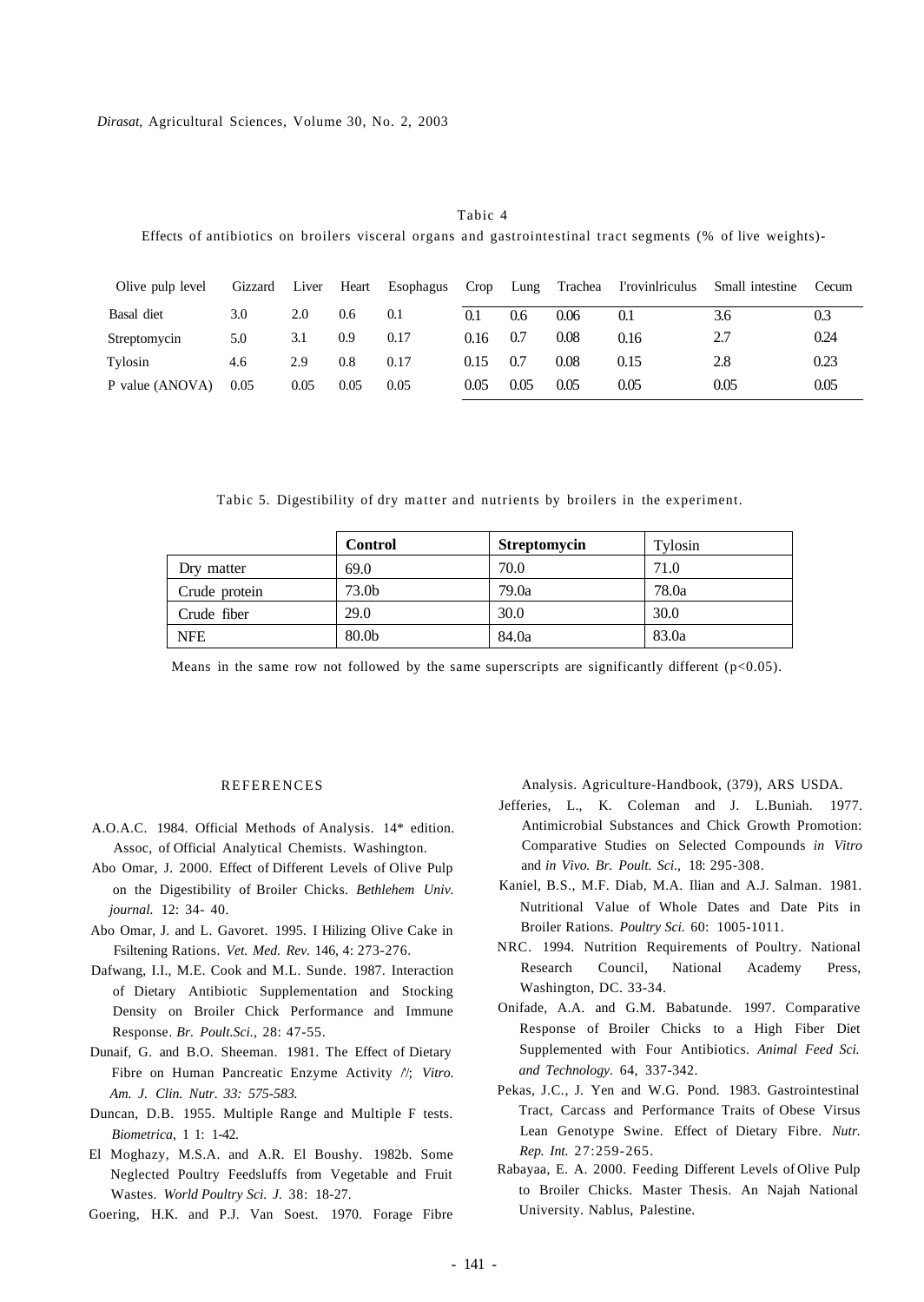Tabic 4

Effects of antibiotics on broilers visceral organs and gastrointestinal tract segments (% of live weights)-

| Olive pulp level | Gizzard | Liver | Heart | Esophagus | Crop | Lung | Trachea | I'rovinlriculus | Small intestine | Cecum |
|---|---|---|---|---|---|---|---|---|---|---|
| Basal diet | 3.0 | 2.0 | 0.6 | 0.1 | 0.1 | 0.6 | 0.06 | 0.1 | 3.6 | 0.3 |
| Streptomycin | 5.0 | 3.1 | 0.9 | 0.17 | 0.16 | 0.7 | 0.08 | 0.16 | 2.7 | 0.24 |
| Tylosin | 4.6 | 2.9 | 0.8 | 0.17 | 0.15 | 0.7 | 0.08 | 0.15 | 2.8 | 0.23 |
| P value (ANOVA) | 0.05 | 0.05 | 0.05 | 0.05 | 0.05 | 0.05 | 0.05 | 0.05 | 0.05 | 0.05 |

Tabic 5. Digestibility of dry matter and nutrients by broilers in the experiment.

| | **Control** | **Streptomycin** | Tylosin |
|---|---|---|---|
| Dry matter | 69.0 | 70.0 | 71.0 |
| Crude protein | 73.0b | 79.0a | 78.0a |
| Crude fiber | 29.0 | 30.0 | 30.0 |
| NFE | 80.0b | 84.0a | 83.0a |

Means in the same row not followed by the same superscripts are significantly different ($p<0.05$).

## REFERENCES

A.O.A.C. 1984. Official Methods of Analysis. 14* edition. Assoc, of Official Analytical Chemists. Washington.

Abo Omar, J. 2000. Effect of Different Levels of Olive Pulp on the Digestibility of Broiler Chicks. *Bethlehem Univ. journal.* 12: 34- 40.

Abo Omar, J. and L. Gavoret. 1995. I Hilizing Olive Cake in Fsiltening Rations. *Vet. Med. Rev.* 146, 4: 273-276.

Dafwang, I.I., M.E. Cook and M.L. Sunde. 1987. Interaction of Dietary Antibiotic Supplementation and Stocking Density on Broiler Chick Performance and Immune Response. *Br. Poult.Sci.,* 28: 47-55.

Dunaif, G. and B.O. Sheeman. 1981. The Effect of Dietary Fibre on Human Pancreatic Enzyme Activity /'/; *Vitro. Am. J. Clin. Nutr. 33: 575-583.*

Duncan, D.B. 1955. Multiple Range and Multiple F tests. *Biometrica,* 1 1: 1-42.

El Moghazy, M.S.A. and A.R. El Boushy. 1982b. Some Neglected Poultry Feedsluffs from Vegetable and Fruit Wastes. *World Poultry Sci. J.* 38: 18-27.

Goering, H.K. and P.J. Van Soest. 1970. Forage Fibre Analysis. Agriculture-Handbook, (379), ARS USDA.

Jefferies, L., K. Coleman and J. L.Buniah. 1977. Antimicrobial Substances and Chick Growth Promotion: Comparative Studies on Selected Compounds *in Vitro* and *in Vivo. Br. Poult. Sci.,* 18: 295-308.

Kaniel, B.S., M.F. Diab, M.A. Ilian and A.J. Salman. 1981. Nutritional Value of Whole Dates and Date Pits in Broiler Rations. *Poultry Sci.* 60: 1005-1011.

NRC. 1994. Nutrition Requirements of Poultry. National Research Council, National Academy Press, Washington, DC. 33-34.

Onifade, A.A. and G.M. Babatunde. 1997. Comparative Response of Broiler Chicks to a High Fiber Diet Supplemented with Four Antibiotics. *Animal Feed Sci. and Technology.* 64, 337-342.

Pekas, J.C., J. Yen and W.G. Pond. 1983. Gastrointestinal Tract, Carcass and Performance Traits of Obese Virsus Lean Genotype Swine. Effect of Dietary Fibre. *Nutr. Rep. Int.* 27:259-265.

Rabayaa, E. A. 2000. Feeding Different Levels of Olive Pulp to Broiler Chicks. Master Thesis. An Najah National University. Nablus, Palestine.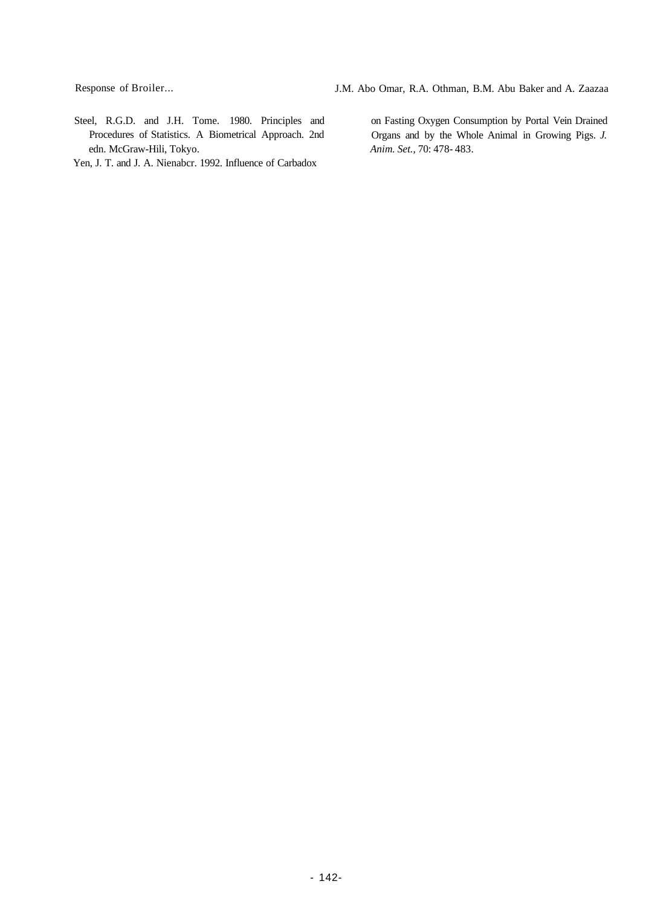Steel, R.G.D. and J.H. Tome. 1980. Principles and Procedures of Statistics. A Biometrical Approach. 2nd edn. McGraw-Hili, Tokyo.

Yen, J. T. and J. A. Nienabcr. 1992. Influence of Carbadox on Fasting Oxygen Consumption by Portal Vein Drained Organs and by the Whole Animal in Growing Pigs. *J. Anim. Set.,* 70: 478- 483.